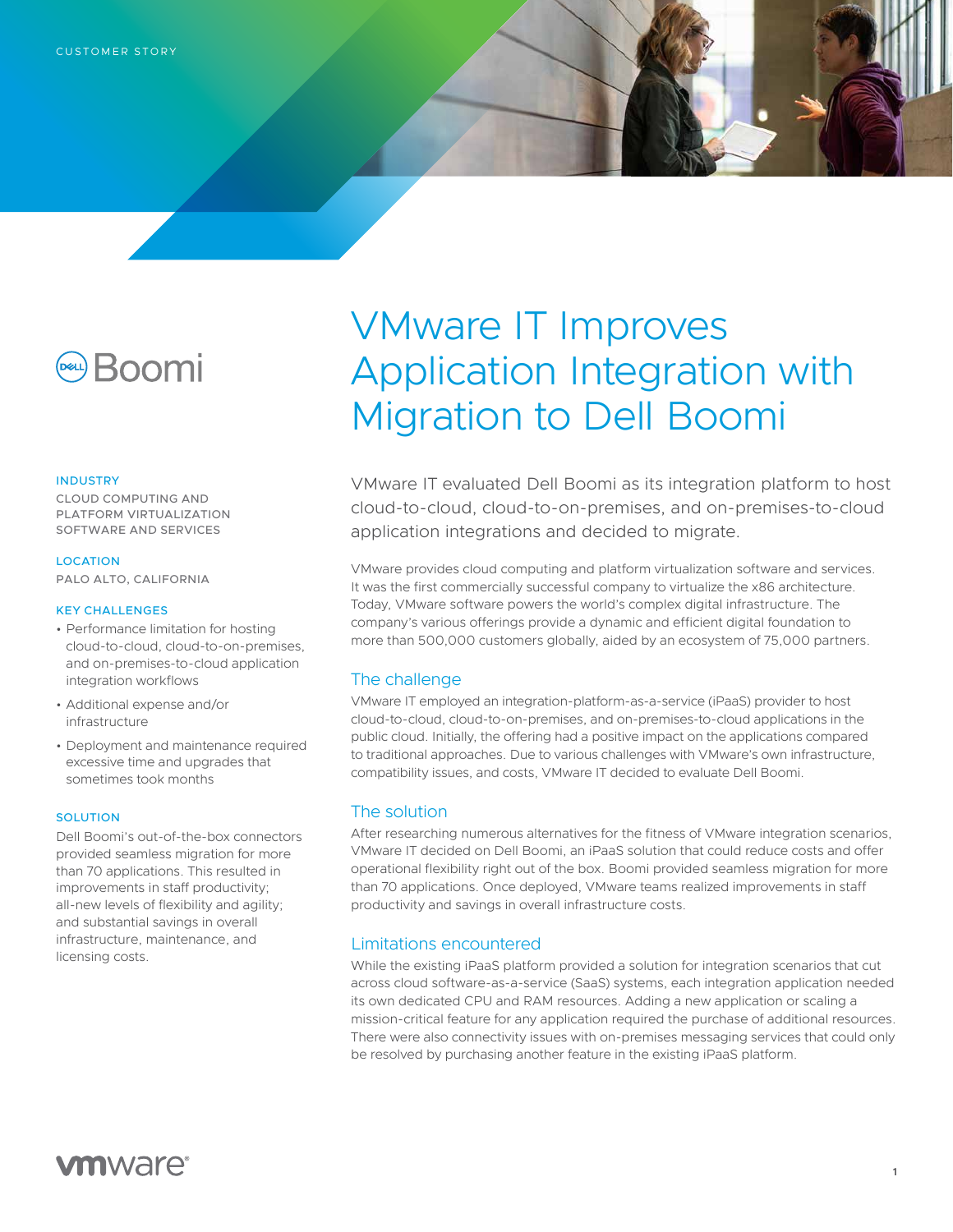CUSTOMER STORY

Boomi

# VMware IT Improves Application Integration with Migration to Dell Boomi

**INDUSTRY**

CLOUD COMPUTING AND PLATFORM VIRTUALIZATION SOFTWARE AND SERVICES

**LOCATION**

PALO ALTO, CALIFORNIA

**KEY CHALLENGES**

- Performance limitation for hosting cloud-to-cloud, cloud-to-on-premises, and on-premises-to-cloud application integration workflows
- Additional expense and/or infrastructure
- Deployment and maintenance required excessive time and upgrades that sometimes took months

**SOLUTION**

Dell Boomi's out-of-the-box connectors provided seamless migration for more than 70 applications. This resulted in improvements in staff productivity; all-new levels of flexibility and agility; and substantial savings in overall infrastructure, maintenance, and licensing costs.

VMware IT evaluated Dell Boomi as its integration platform to host cloud-to-cloud, cloud-to-on-premises, and on-premises-to-cloud application integrations and decided to migrate.

VMware provides cloud computing and platform virtualization software and services. It was the first commercially successful company to virtualize the x86 architecture. Today, VMware software powers the world's complex digital infrastructure. The company's various offerings provide a dynamic and efficient digital foundation to more than 500,000 customers globally, aided by an ecosystem of 75,000 partners.

## The challenge

VMware IT employed an integration-platform-as-a-service (iPaaS) provider to host cloud-to-cloud, cloud-to-on-premises, and on-premises-to-cloud applications in the public cloud. Initially, the offering had a positive impact on the applications compared to traditional approaches. Due to various challenges with VMware's own infrastructure, compatibility issues, and costs, VMware IT decided to evaluate Dell Boomi.

## The solution

After researching numerous alternatives for the fitness of VMware integration scenarios, VMware IT decided on Dell Boomi, an iPaaS solution that could reduce costs and offer operational flexibility right out of the box. Boomi provided seamless migration for more than 70 applications. Once deployed, VMware teams realized improvements in staff productivity and savings in overall infrastructure costs.

## Limitations encountered

While the existing iPaaS platform provided a solution for integration scenarios that cut across cloud software-as-a-service (SaaS) systems, each integration application needed its own dedicated CPU and RAM resources. Adding a new application or scaling a mission-critical feature for any application required the purchase of additional resources. There were also connectivity issues with on-premises messaging services that could only be resolved by purchasing another feature in the existing iPaaS platform.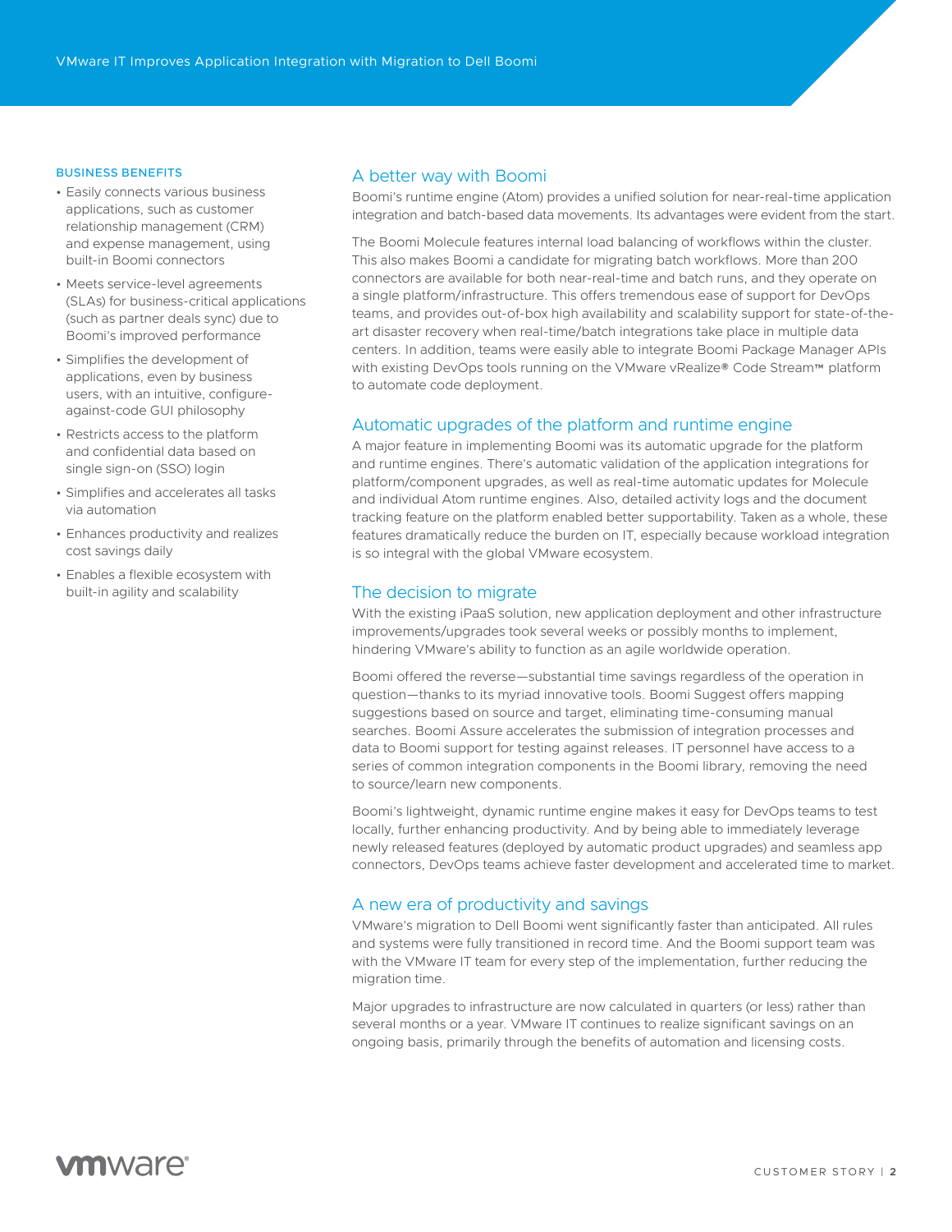### BUSINESS BENEFITS

- Easily connects various business applications, such as customer relationship management (CRM) and expense management, using built-in Boomi connectors
- Meets service-level agreements (SLAs) for business-critical applications (such as partner deals sync) due to Boomi's improved performance
- Simplifies the development of applications, even by business users, with an intuitive, configure-against-code GUI philosophy
- Restricts access to the platform and confidential data based on single sign-on (SSO) login
- Simplifies and accelerates all tasks via automation
- Enhances productivity and realizes cost savings daily
- Enables a flexible ecosystem with built-in agility and scalability

## A better way with Boomi

Boomi's runtime engine (Atom) provides a unified solution for near-real-time application integration and batch-based data movements. Its advantages were evident from the start.

The Boomi Molecule features internal load balancing of workflows within the cluster. This also makes Boomi a candidate for migrating batch workflows. More than 200 connectors are available for both near-real-time and batch runs, and they operate on a single platform/infrastructure. This offers tremendous ease of support for DevOps teams, and provides out-of-box high availability and scalability support for state-of-the-art disaster recovery when real-time/batch integrations take place in multiple data centers. In addition, teams were easily able to integrate Boomi Package Manager APIs with existing DevOps tools running on the VMware vRealize® Code Stream™ platform to automate code deployment.

## Automatic upgrades of the platform and runtime engine

A major feature in implementing Boomi was its automatic upgrade for the platform and runtime engines. There's automatic validation of the application integrations for platform/component upgrades, as well as real-time automatic updates for Molecule and individual Atom runtime engines. Also, detailed activity logs and the document tracking feature on the platform enabled better supportability. Taken as a whole, these features dramatically reduce the burden on IT, especially because workload integration is so integral with the global VMware ecosystem.

## The decision to migrate

With the existing iPaaS solution, new application deployment and other infrastructure improvements/upgrades took several weeks or possibly months to implement, hindering VMware's ability to function as an agile worldwide operation.

Boomi offered the reverse—substantial time savings regardless of the operation in question—thanks to its myriad innovative tools. Boomi Suggest offers mapping suggestions based on source and target, eliminating time-consuming manual searches. Boomi Assure accelerates the submission of integration processes and data to Boomi support for testing against releases. IT personnel have access to a series of common integration components in the Boomi library, removing the need to source/learn new components.

Boomi's lightweight, dynamic runtime engine makes it easy for DevOps teams to test locally, further enhancing productivity. And by being able to immediately leverage newly released features (deployed by automatic product upgrades) and seamless app connectors, DevOps teams achieve faster development and accelerated time to market.

## A new era of productivity and savings

VMware's migration to Dell Boomi went significantly faster than anticipated. All rules and systems were fully transitioned in record time. And the Boomi support team was with the VMware IT team for every step of the implementation, further reducing the migration time.

Major upgrades to infrastructure are now calculated in quarters (or less) rather than several months or a year. VMware IT continues to realize significant savings on an ongoing basis, primarily through the benefits of automation and licensing costs.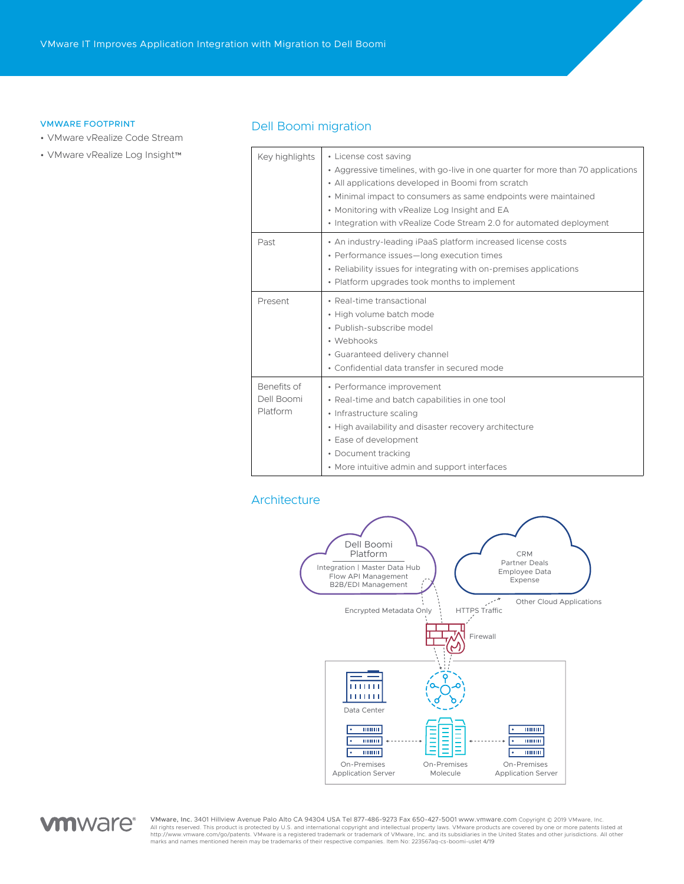**VMWARE FOOTPRINT**

- VMware vRealize Code Stream
- VMware vRealize Log Insight™

## Dell Boomi migration

| | |
|---|---|
| Key highlights | • License cost saving<br>• Aggressive timelines, with go-live in one quarter for more than 70 applications<br>• All applications developed in Boomi from scratch<br>• Minimal impact to consumers as same endpoints were maintained<br>• Monitoring with vRealize Log Insight and EA<br>• Integration with vRealize Code Stream 2.0 for automated deployment |
| Past | • An industry-leading iPaaS platform increased license costs<br>• Performance issues—long execution times<br>• Reliability issues for integrating with on-premises applications<br>• Platform upgrades took months to implement |
| Present | • Real-time transactional<br>• High volume batch mode<br>• Publish-subscribe model<br>• Webhooks<br>• Guaranteed delivery channel<br>• Confidential data transfer in secured mode |
| Benefits of Dell Boomi Platform | • Performance improvement<br>• Real-time and batch capabilities in one tool<br>• Infrastructure scaling<br>• High availability and disaster recovery architecture<br>• Ease of development<br>• Document tracking<br>• More intuitive admin and support interfaces |

## Architecture

Dell Boomi Platform
Integration | Master Data Hub
Flow API Management
B2B/EDI Management

CRM
Partner Deals
Employee Data
Expense

Other Cloud Applications

Encrypted Metadata Only

HTTPS Traffic

Firewall

Data Center

On-Premises Application Server

On-Premises Molecule

On-Premises Application Server

**VMware, Inc.** 3401 Hillview Avenue Palo Alto CA 94304 USA Tel 877-486-9273 Fax 650-427-5001 www.vmware.com Copyright © 2019 VMware, Inc. All rights reserved. This product is protected by U.S. and international copyright and intellectual property laws. VMware products are covered by one or more patents listed at http://www.vmware.com/go/patents. VMware is a registered trademark or trademark of VMware, Inc. and its subsidiaries in the United States and other jurisdictions. All other marks and names mentioned herein may be trademarks of their respective companies. Item No: 223567aq-cs-boomi-uslet 4/19